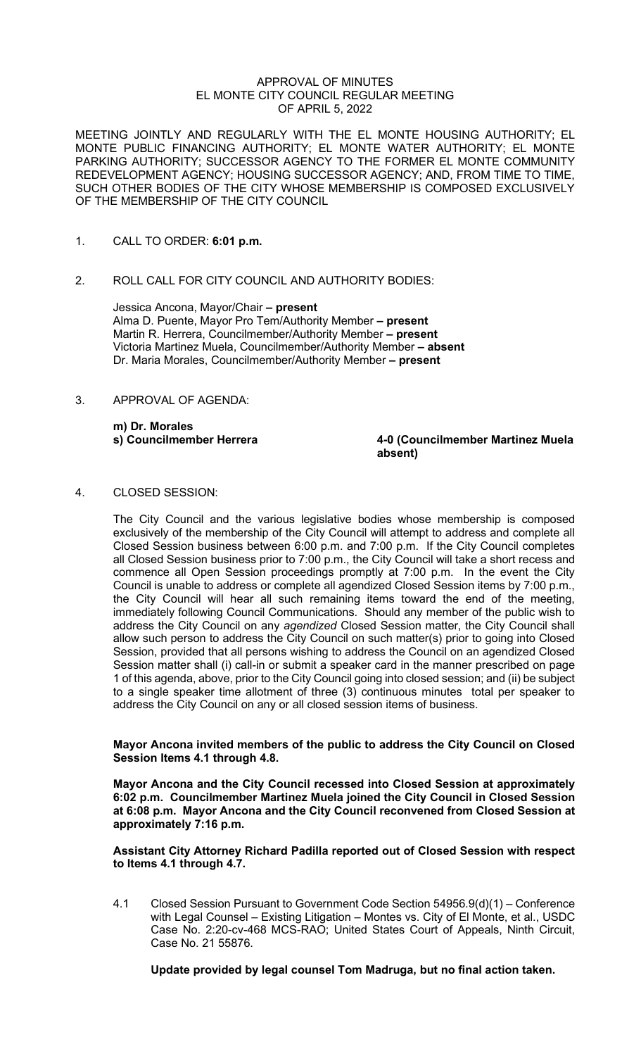# APPROVAL OF MINUTES
## EL MONTE CITY COUNCIL REGULAR MEETING
## OF APRIL 5, 2022

MEETING JOINTLY AND REGULARLY WITH THE EL MONTE HOUSING AUTHORITY; EL MONTE PUBLIC FINANCING AUTHORITY; EL MONTE WATER AUTHORITY; EL MONTE PARKING AUTHORITY; SUCCESSOR AGENCY TO THE FORMER EL MONTE COMMUNITY REDEVELOPMENT AGENCY; HOUSING SUCCESSOR AGENCY; AND, FROM TIME TO TIME, SUCH OTHER BODIES OF THE CITY WHOSE MEMBERSHIP IS COMPOSED EXCLUSIVELY OF THE MEMBERSHIP OF THE CITY COUNCIL

1. CALL TO ORDER: **6:01 p.m.**

2. ROLL CALL FOR CITY COUNCIL AND AUTHORITY BODIES:

   Jessica Ancona, Mayor/Chair **– present**
   Alma D. Puente, Mayor Pro Tem/Authority Member **– present**
   Martin R. Herrera, Councilmember/Authority Member **– present**
   Victoria Martinez Muela, Councilmember/Authority Member **– absent**
   Dr. Maria Morales, Councilmember/Authority Member **– present**

3. APPROVAL OF AGENDA:

   **m) Dr. Morales**
   **s) Councilmember Herrera** **4-0 (Councilmember Martinez Muela absent)**

4. CLOSED SESSION:

   The City Council and the various legislative bodies whose membership is composed exclusively of the membership of the City Council will attempt to address and complete all Closed Session business between 6:00 p.m. and 7:00 p.m. If the City Council completes all Closed Session business prior to 7:00 p.m., the City Council will take a short recess and commence all Open Session proceedings promptly at 7:00 p.m. In the event the City Council is unable to address or complete all agendized Closed Session items by 7:00 p.m., the City Council will hear all such remaining items toward the end of the meeting, immediately following Council Communications. Should any member of the public wish to address the City Council on any *agendized* Closed Session matter, the City Council shall allow such person to address the City Council on such matter(s) prior to going into Closed Session, provided that all persons wishing to address the Council on an agendized Closed Session matter shall (i) call-in or submit a speaker card in the manner prescribed on page 1 of this agenda, above, prior to the City Council going into closed session; and (ii) be subject to a single speaker time allotment of three (3) continuous minutes total per speaker to address the City Council on any or all closed session items of business.

   **Mayor Ancona invited members of the public to address the City Council on Closed Session Items 4.1 through 4.8.**

   **Mayor Ancona and the City Council recessed into Closed Session at approximately 6:02 p.m. Councilmember Martinez Muela joined the City Council in Closed Session at 6:08 p.m. Mayor Ancona and the City Council reconvened from Closed Session at approximately 7:16 p.m.**

   **Assistant City Attorney Richard Padilla reported out of Closed Session with respect to Items 4.1 through 4.7.**

   4.1 Closed Session Pursuant to Government Code Section 54956.9(d)(1) – Conference with Legal Counsel – Existing Litigation – Montes vs. City of El Monte, et al., USDC Case No. 2:20-cv-468 MCS-RAO; United States Court of Appeals, Ninth Circuit, Case No. 21 55876.

   **Update provided by legal counsel Tom Madruga, but no final action taken.**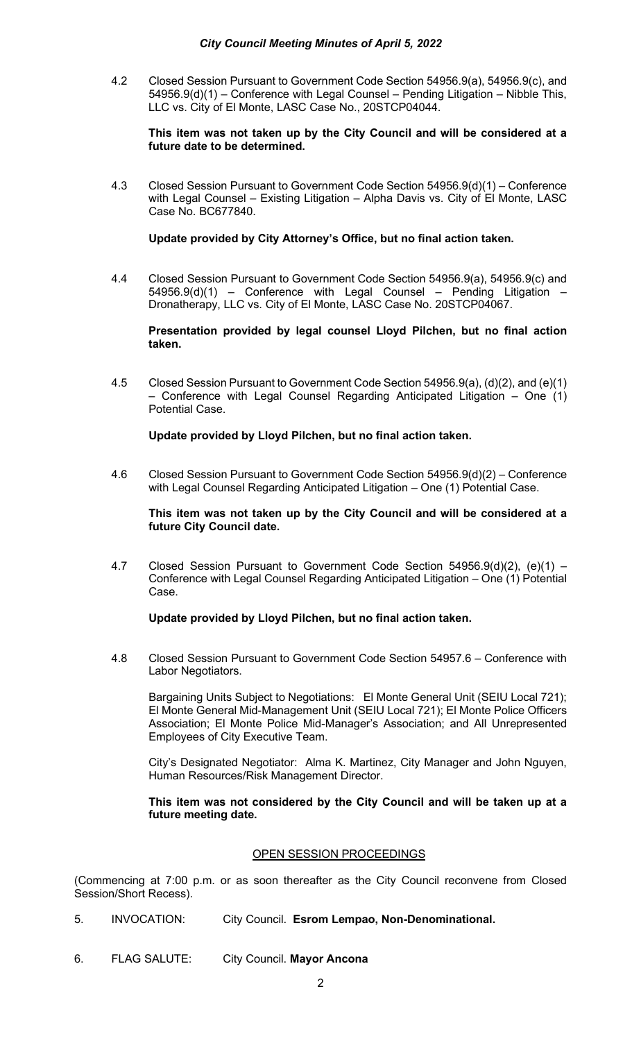4.2 Closed Session Pursuant to Government Code Section 54956.9(a), 54956.9(c), and 54956.9(d)(1) – Conference with Legal Counsel – Pending Litigation – Nibble This, LLC vs. City of El Monte, LASC Case No., 20STCP04044.

**This item was not taken up by the City Council and will be considered at a future date to be determined.**

4.3 Closed Session Pursuant to Government Code Section 54956.9(d)(1) – Conference with Legal Counsel – Existing Litigation – Alpha Davis vs. City of El Monte, LASC Case No. BC677840.

**Update provided by City Attorney's Office, but no final action taken.**

4.4 Closed Session Pursuant to Government Code Section 54956.9(a), 54956.9(c) and 54956.9(d)(1) – Conference with Legal Counsel – Pending Litigation – Dronatherapy, LLC vs. City of El Monte, LASC Case No. 20STCP04067.

**Presentation provided by legal counsel Lloyd Pilchen, but no final action taken.**

4.5 Closed Session Pursuant to Government Code Section 54956.9(a), (d)(2), and (e)(1) – Conference with Legal Counsel Regarding Anticipated Litigation – One (1) Potential Case.

**Update provided by Lloyd Pilchen, but no final action taken.**

4.6 Closed Session Pursuant to Government Code Section 54956.9(d)(2) – Conference with Legal Counsel Regarding Anticipated Litigation – One (1) Potential Case.

**This item was not taken up by the City Council and will be considered at a future City Council date.**

4.7 Closed Session Pursuant to Government Code Section 54956.9(d)(2), (e)(1) – Conference with Legal Counsel Regarding Anticipated Litigation – One (1) Potential Case.

**Update provided by Lloyd Pilchen, but no final action taken.**

4.8 Closed Session Pursuant to Government Code Section 54957.6 – Conference with Labor Negotiators.

Bargaining Units Subject to Negotiations: El Monte General Unit (SEIU Local 721); El Monte General Mid-Management Unit (SEIU Local 721); El Monte Police Officers Association; El Monte Police Mid-Manager's Association; and All Unrepresented Employees of City Executive Team.

City's Designated Negotiator: Alma K. Martinez, City Manager and John Nguyen, Human Resources/Risk Management Director.

**This item was not considered by the City Council and will be taken up at a future meeting date.**

## OPEN SESSION PROCEEDINGS

(Commencing at 7:00 p.m. or as soon thereafter as the City Council reconvene from Closed Session/Short Recess).

5. INVOCATION: City Council. **Esrom Lempao, Non-Denominational.**

6. FLAG SALUTE: City Council. **Mayor Ancona**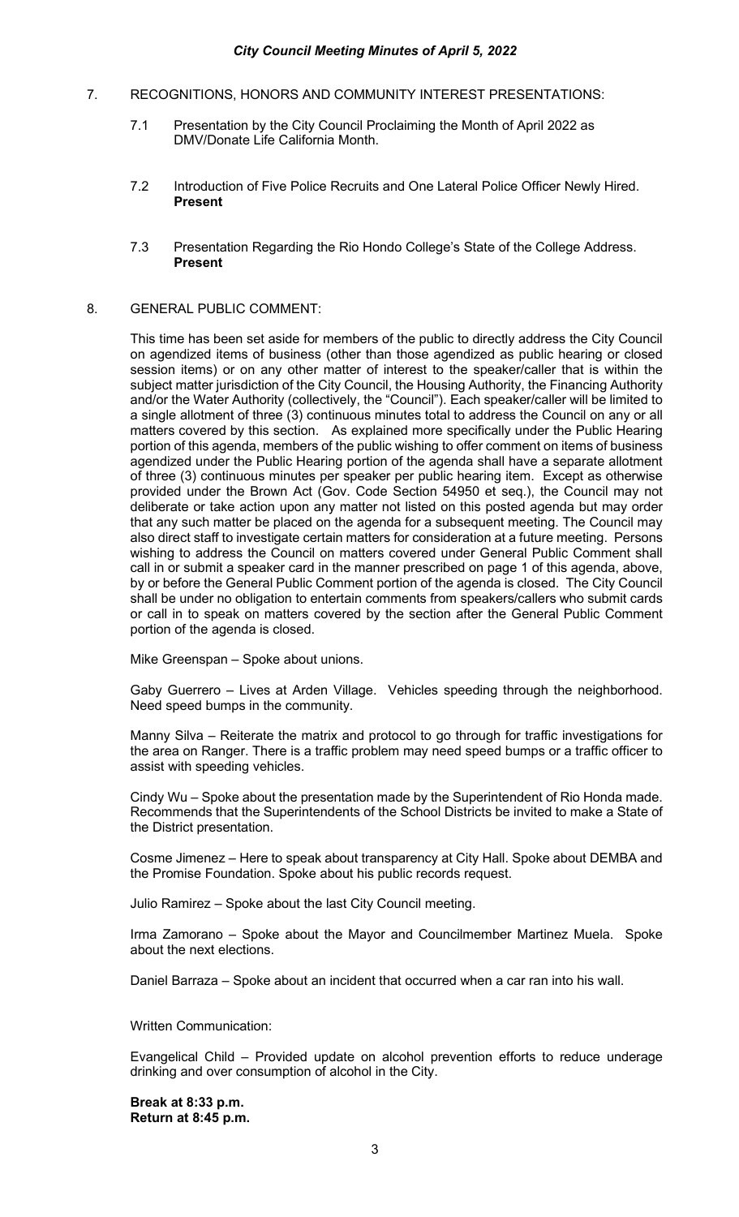7. RECOGNITIONS, HONORS AND COMMUNITY INTEREST PRESENTATIONS:

   7.1 Presentation by the City Council Proclaiming the Month of April 2022 as DMV/Donate Life California Month.

   7.2 Introduction of Five Police Recruits and One Lateral Police Officer Newly Hired.
   **Present**

   7.3 Presentation Regarding the Rio Hondo College's State of the College Address.
   **Present**

8. GENERAL PUBLIC COMMENT:

This time has been set aside for members of the public to directly address the City Council on agendized items of business (other than those agendized as public hearing or closed session items) or on any other matter of interest to the speaker/caller that is within the subject matter jurisdiction of the City Council, the Housing Authority, the Financing Authority and/or the Water Authority (collectively, the "Council"). Each speaker/caller will be limited to a single allotment of three (3) continuous minutes total to address the Council on any or all matters covered by this section. As explained more specifically under the Public Hearing portion of this agenda, members of the public wishing to offer comment on items of business agendized under the Public Hearing portion of the agenda shall have a separate allotment of three (3) continuous minutes per speaker per public hearing item. Except as otherwise provided under the Brown Act (Gov. Code Section 54950 et seq.), the Council may not deliberate or take action upon any matter not listed on this posted agenda but may order that any such matter be placed on the agenda for a subsequent meeting. The Council may also direct staff to investigate certain matters for consideration at a future meeting. Persons wishing to address the Council on matters covered under General Public Comment shall call in or submit a speaker card in the manner prescribed on page 1 of this agenda, above, by or before the General Public Comment portion of the agenda is closed. The City Council shall be under no obligation to entertain comments from speakers/callers who submit cards or call in to speak on matters covered by the section after the General Public Comment portion of the agenda is closed.

Mike Greenspan – Spoke about unions.

Gaby Guerrero – Lives at Arden Village. Vehicles speeding through the neighborhood. Need speed bumps in the community.

Manny Silva – Reiterate the matrix and protocol to go through for traffic investigations for the area on Ranger. There is a traffic problem may need speed bumps or a traffic officer to assist with speeding vehicles.

Cindy Wu – Spoke about the presentation made by the Superintendent of Rio Honda made. Recommends that the Superintendents of the School Districts be invited to make a State of the District presentation.

Cosme Jimenez – Here to speak about transparency at City Hall. Spoke about DEMBA and the Promise Foundation. Spoke about his public records request.

Julio Ramirez – Spoke about the last City Council meeting.

Irma Zamorano – Spoke about the Mayor and Councilmember Martinez Muela. Spoke about the next elections.

Daniel Barraza – Spoke about an incident that occurred when a car ran into his wall.

Written Communication:

Evangelical Child – Provided update on alcohol prevention efforts to reduce underage drinking and over consumption of alcohol in the City.

**Break at 8:33 p.m.**
**Return at 8:45 p.m.**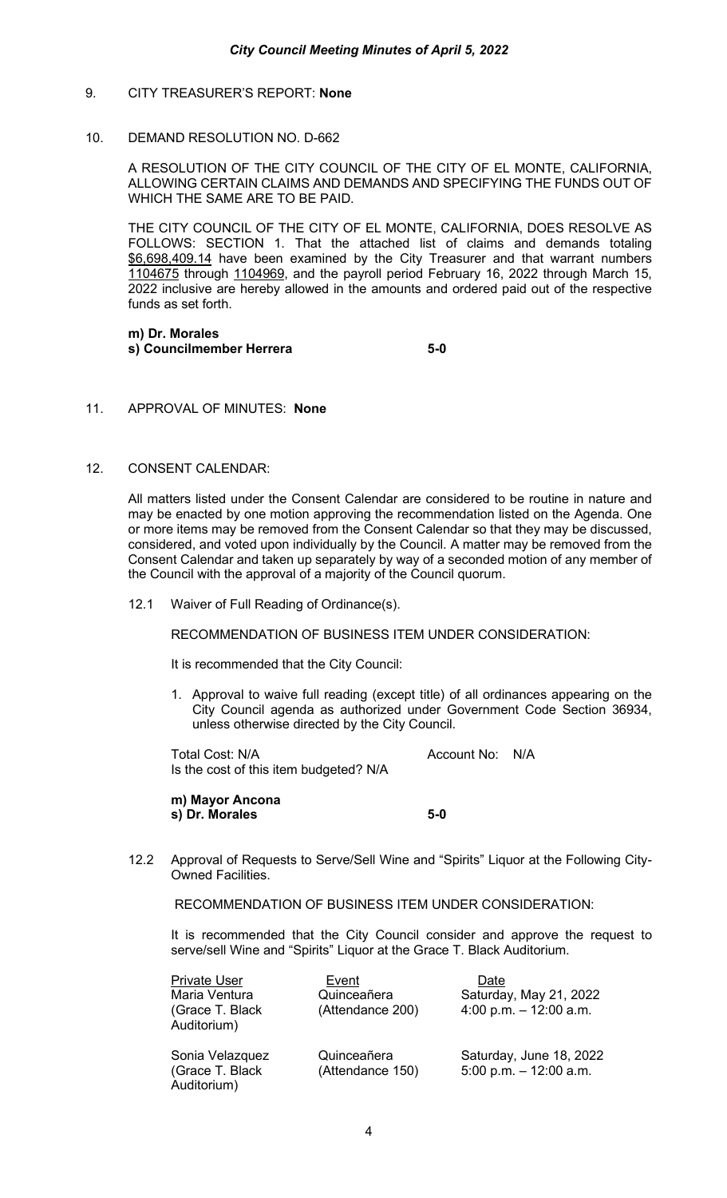9. CITY TREASURER'S REPORT: **None**

10. DEMAND RESOLUTION NO. D-662

A RESOLUTION OF THE CITY COUNCIL OF THE CITY OF EL MONTE, CALIFORNIA, ALLOWING CERTAIN CLAIMS AND DEMANDS AND SPECIFYING THE FUNDS OUT OF WHICH THE SAME ARE TO BE PAID.

THE CITY COUNCIL OF THE CITY OF EL MONTE, CALIFORNIA, DOES RESOLVE AS FOLLOWS: SECTION 1. That the attached list of claims and demands totaling $6,698,409.14 have been examined by the City Treasurer and that warrant numbers 1104675 through 1104969, and the payroll period February 16, 2022 through March 15, 2022 inclusive are hereby allowed in the amounts and ordered paid out of the respective funds as set forth.

**m) Dr. Morales**
**s) Councilmember Herrera** **5-0**

11. APPROVAL OF MINUTES: **None**

12. CONSENT CALENDAR:

All matters listed under the Consent Calendar are considered to be routine in nature and may be enacted by one motion approving the recommendation listed on the Agenda. One or more items may be removed from the Consent Calendar so that they may be discussed, considered, and voted upon individually by the Council. A matter may be removed from the Consent Calendar and taken up separately by way of a seconded motion of any member of the Council with the approval of a majority of the Council quorum.

12.1 Waiver of Full Reading of Ordinance(s).

RECOMMENDATION OF BUSINESS ITEM UNDER CONSIDERATION:

It is recommended that the City Council:

1. Approval to waive full reading (except title) of all ordinances appearing on the City Council agenda as authorized under Government Code Section 36934, unless otherwise directed by the City Council.

Total Cost: N/A Account No: N/A
Is the cost of this item budgeted? N/A

**m) Mayor Ancona**
**s) Dr. Morales** **5-0**

12.2 Approval of Requests to Serve/Sell Wine and "Spirits" Liquor at the Following City-Owned Facilities.

RECOMMENDATION OF BUSINESS ITEM UNDER CONSIDERATION:

It is recommended that the City Council consider and approve the request to serve/sell Wine and "Spirits" Liquor at the Grace T. Black Auditorium.

| Private User | Event | Date |
|---|---|---|
| Maria Ventura (Grace T. Black Auditorium) | Quinceañera (Attendance 200) | Saturday, May 21, 2022 4:00 p.m. – 12:00 a.m. |
| Sonia Velazquez (Grace T. Black Auditorium) | Quinceañera (Attendance 150) | Saturday, June 18, 2022 5:00 p.m. – 12:00 a.m. |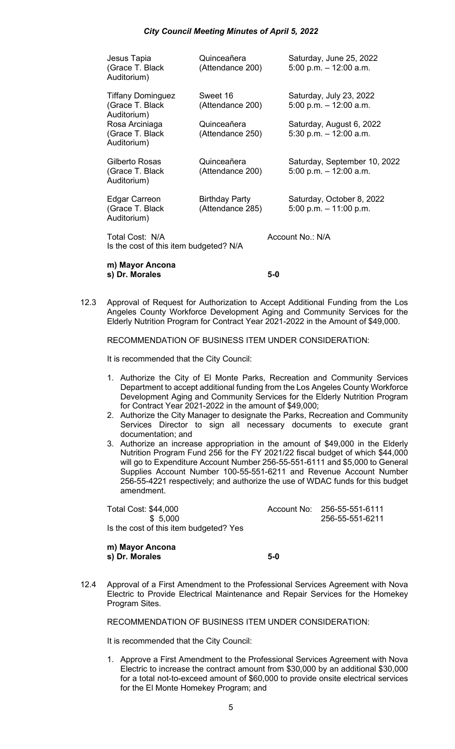| | | |
|---|---|---|
| Jesus Tapia (Grace T. Black Auditorium) | Quinceañera (Attendance 200) | Saturday, June 25, 2022 5:00 p.m. – 12:00 a.m. |
| Tiffany Dominguez (Grace T. Black Auditorium) | Sweet 16 (Attendance 200) | Saturday, July 23, 2022 5:00 p.m. – 12:00 a.m. |
| Rosa Arciniaga (Grace T. Black Auditorium) | Quinceañera (Attendance 250) | Saturday, August 6, 2022 5:30 p.m. – 12:00 a.m. |
| Gilberto Rosas (Grace T. Black Auditorium) | Quinceañera (Attendance 200) | Saturday, September 10, 2022 5:00 p.m. – 12:00 a.m. |
| Edgar Carreon (Grace T. Black Auditorium) | Birthday Party (Attendance 285) | Saturday, October 8, 2022 5:00 p.m. – 11:00 p.m. |

Total Cost: N/A  Account No.: N/A
Is the cost of this item budgeted? N/A

**m) Mayor Ancona**
**s) Dr. Morales  5-0**

12.3 Approval of Request for Authorization to Accept Additional Funding from the Los Angeles County Workforce Development Aging and Community Services for the Elderly Nutrition Program for Contract Year 2021-2022 in the Amount of $49,000.

RECOMMENDATION OF BUSINESS ITEM UNDER CONSIDERATION:

It is recommended that the City Council:

1. Authorize the City of El Monte Parks, Recreation and Community Services Department to accept additional funding from the Los Angeles County Workforce Development Aging and Community Services for the Elderly Nutrition Program for Contract Year 2021-2022 in the amount of $49,000;
2. Authorize the City Manager to designate the Parks, Recreation and Community Services Director to sign all necessary documents to execute grant documentation; and
3. Authorize an increase appropriation in the amount of $49,000 in the Elderly Nutrition Program Fund 256 for the FY 2021/22 fiscal budget of which $44,000 will go to Expenditure Account Number 256-55-551-6111 and $5,000 to General Supplies Account Number 100-55-551-6211 and Revenue Account Number 256-55-4221 respectively; and authorize the use of WDAC funds for this budget amendment.

Total Cost: $44,000  Account No: 256-55-551-6111
$ 5,000  256-55-551-6211
Is the cost of this item budgeted? Yes

**m) Mayor Ancona**
**s) Dr. Morales  5-0**

12.4 Approval of a First Amendment to the Professional Services Agreement with Nova Electric to Provide Electrical Maintenance and Repair Services for the Homekey Program Sites.

RECOMMENDATION OF BUSINESS ITEM UNDER CONSIDERATION:

It is recommended that the City Council:

1. Approve a First Amendment to the Professional Services Agreement with Nova Electric to increase the contract amount from $30,000 by an additional $30,000 for a total not-to-exceed amount of $60,000 to provide onsite electrical services for the El Monte Homekey Program; and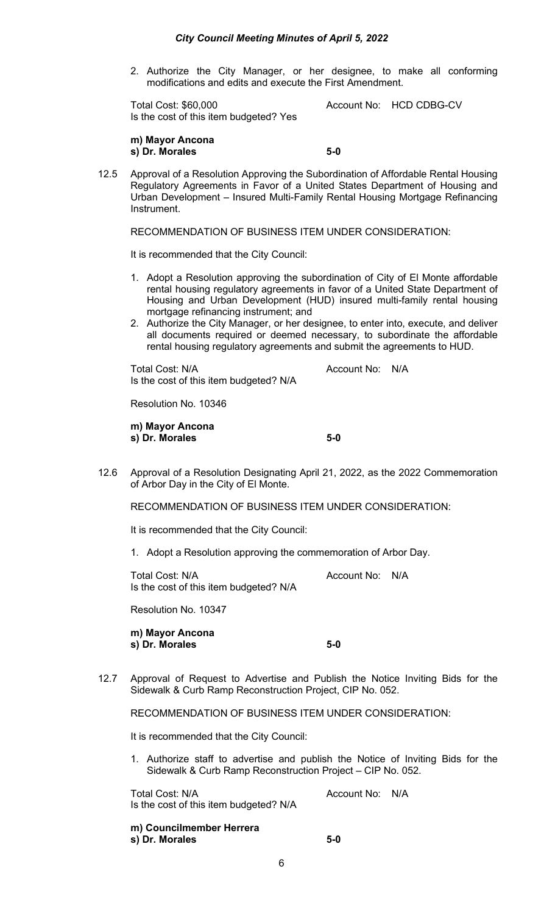2. Authorize the City Manager, or her designee, to make all conforming modifications and edits and execute the First Amendment.

Total Cost: $60,000 Account No: HCD CDBG-CV
Is the cost of this item budgeted? Yes

**m) Mayor Ancona**
**s) Dr. Morales** **5-0**

12.5 Approval of a Resolution Approving the Subordination of Affordable Rental Housing Regulatory Agreements in Favor of a United States Department of Housing and Urban Development – Insured Multi-Family Rental Housing Mortgage Refinancing Instrument.

RECOMMENDATION OF BUSINESS ITEM UNDER CONSIDERATION:

It is recommended that the City Council:

1. Adopt a Resolution approving the subordination of City of El Monte affordable rental housing regulatory agreements in favor of a United State Department of Housing and Urban Development (HUD) insured multi-family rental housing mortgage refinancing instrument; and
2. Authorize the City Manager, or her designee, to enter into, execute, and deliver all documents required or deemed necessary, to subordinate the affordable rental housing regulatory agreements and submit the agreements to HUD.

Total Cost: N/A Account No: N/A
Is the cost of this item budgeted? N/A

Resolution No. 10346

**m) Mayor Ancona**
**s) Dr. Morales** **5-0**

12.6 Approval of a Resolution Designating April 21, 2022, as the 2022 Commemoration of Arbor Day in the City of El Monte.

RECOMMENDATION OF BUSINESS ITEM UNDER CONSIDERATION:

It is recommended that the City Council:

1. Adopt a Resolution approving the commemoration of Arbor Day.

Total Cost: N/A Account No: N/A
Is the cost of this item budgeted? N/A

Resolution No. 10347

**m) Mayor Ancona**
**s) Dr. Morales** **5-0**

12.7 Approval of Request to Advertise and Publish the Notice Inviting Bids for the Sidewalk & Curb Ramp Reconstruction Project, CIP No. 052.

RECOMMENDATION OF BUSINESS ITEM UNDER CONSIDERATION:

It is recommended that the City Council:

1. Authorize staff to advertise and publish the Notice of Inviting Bids for the Sidewalk & Curb Ramp Reconstruction Project – CIP No. 052.

Total Cost: N/A Account No: N/A
Is the cost of this item budgeted? N/A

**m) Councilmember Herrera**
**s) Dr. Morales** **5-0**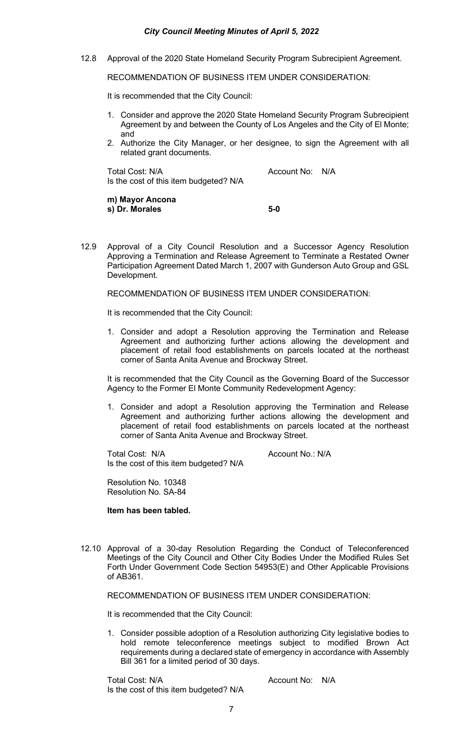12.8 Approval of the 2020 State Homeland Security Program Subrecipient Agreement.

RECOMMENDATION OF BUSINESS ITEM UNDER CONSIDERATION:

It is recommended that the City Council:

1. Consider and approve the 2020 State Homeland Security Program Subrecipient Agreement by and between the County of Los Angeles and the City of El Monte; and
2. Authorize the City Manager, or her designee, to sign the Agreement with all related grant documents.

Total Cost: N/A Account No: N/A
Is the cost of this item budgeted? N/A

**m) Mayor Ancona**
**s) Dr. Morales** **5-0**

12.9 Approval of a City Council Resolution and a Successor Agency Resolution Approving a Termination and Release Agreement to Terminate a Restated Owner Participation Agreement Dated March 1, 2007 with Gunderson Auto Group and GSL Development.

RECOMMENDATION OF BUSINESS ITEM UNDER CONSIDERATION:

It is recommended that the City Council:

1. Consider and adopt a Resolution approving the Termination and Release Agreement and authorizing further actions allowing the development and placement of retail food establishments on parcels located at the northeast corner of Santa Anita Avenue and Brockway Street.

It is recommended that the City Council as the Governing Board of the Successor Agency to the Former El Monte Community Redevelopment Agency:

1. Consider and adopt a Resolution approving the Termination and Release Agreement and authorizing further actions allowing the development and placement of retail food establishments on parcels located at the northeast corner of Santa Anita Avenue and Brockway Street.

Total Cost: N/A Account No.: N/A
Is the cost of this item budgeted? N/A

Resolution No. 10348
Resolution No. SA-84

**Item has been tabled.**

12.10 Approval of a 30-day Resolution Regarding the Conduct of Teleconferenced Meetings of the City Council and Other City Bodies Under the Modified Rules Set Forth Under Government Code Section 54953(E) and Other Applicable Provisions of AB361.

RECOMMENDATION OF BUSINESS ITEM UNDER CONSIDERATION:

It is recommended that the City Council:

1. Consider possible adoption of a Resolution authorizing City legislative bodies to hold remote teleconference meetings subject to modified Brown Act requirements during a declared state of emergency in accordance with Assembly Bill 361 for a limited period of 30 days.

Total Cost: N/A Account No: N/A
Is the cost of this item budgeted? N/A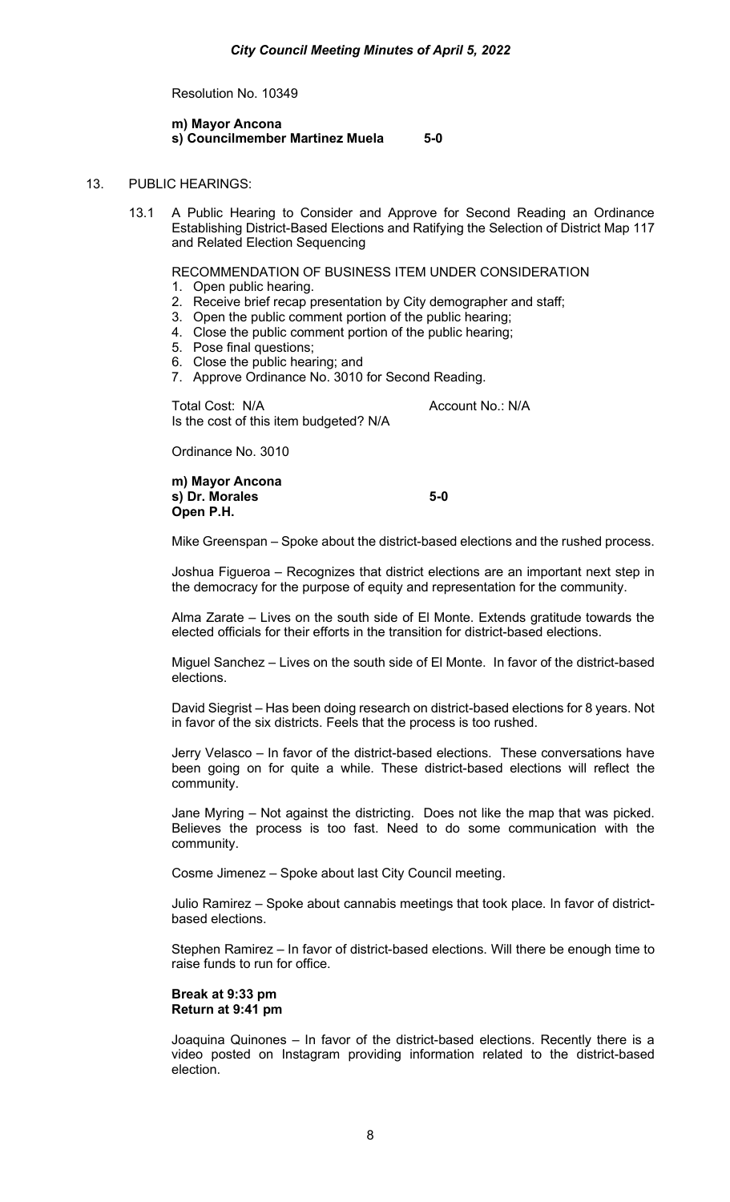Resolution No. 10349

**m) Mayor Ancona**
**s) Councilmember Martinez Muela 5-0**

13. PUBLIC HEARINGS:

13.1 A Public Hearing to Consider and Approve for Second Reading an Ordinance Establishing District-Based Elections and Ratifying the Selection of District Map 117 and Related Election Sequencing

RECOMMENDATION OF BUSINESS ITEM UNDER CONSIDERATION

1. Open public hearing.
2. Receive brief recap presentation by City demographer and staff;
3. Open the public comment portion of the public hearing;
4. Close the public comment portion of the public hearing;
5. Pose final questions;
6. Close the public hearing; and
7. Approve Ordinance No. 3010 for Second Reading.

Total Cost: N/A Account No.: N/A
Is the cost of this item budgeted? N/A

Ordinance No. 3010

**m) Mayor Ancona**
**s) Dr. Morales 5-0**
**Open P.H.**

Mike Greenspan – Spoke about the district-based elections and the rushed process.

Joshua Figueroa – Recognizes that district elections are an important next step in the democracy for the purpose of equity and representation for the community.

Alma Zarate – Lives on the south side of El Monte. Extends gratitude towards the elected officials for their efforts in the transition for district-based elections.

Miguel Sanchez – Lives on the south side of El Monte. In favor of the district-based elections.

David Siegrist – Has been doing research on district-based elections for 8 years. Not in favor of the six districts. Feels that the process is too rushed.

Jerry Velasco – In favor of the district-based elections. These conversations have been going on for quite a while. These district-based elections will reflect the community.

Jane Myring – Not against the districting. Does not like the map that was picked. Believes the process is too fast. Need to do some communication with the community.

Cosme Jimenez – Spoke about last City Council meeting.

Julio Ramirez – Spoke about cannabis meetings that took place. In favor of district-based elections.

Stephen Ramirez – In favor of district-based elections. Will there be enough time to raise funds to run for office.

**Break at 9:33 pm**
**Return at 9:41 pm**

Joaquina Quinones – In favor of the district-based elections. Recently there is a video posted on Instagram providing information related to the district-based election.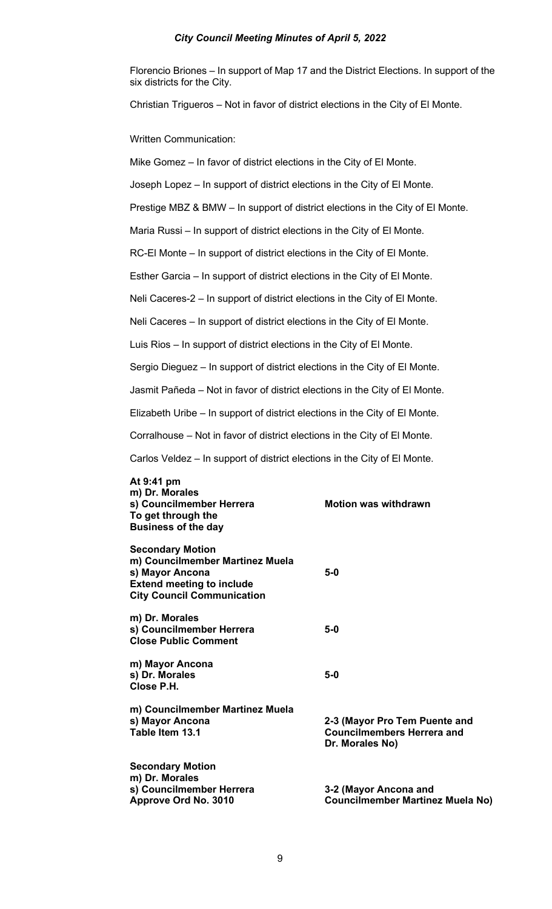Florencio Briones – In support of Map 17 and the District Elections. In support of the six districts for the City.

Christian Trigueros – Not in favor of district elections in the City of El Monte.

Written Communication:

Mike Gomez – In favor of district elections in the City of El Monte.

Joseph Lopez – In support of district elections in the City of El Monte.

Prestige MBZ & BMW – In support of district elections in the City of El Monte.

Maria Russi – In support of district elections in the City of El Monte.

RC-El Monte – In support of district elections in the City of El Monte.

Esther Garcia – In support of district elections in the City of El Monte.

Neli Caceres-2 – In support of district elections in the City of El Monte.

Neli Caceres – In support of district elections in the City of El Monte.

Luis Rios – In support of district elections in the City of El Monte.

Sergio Dieguez – In support of district elections in the City of El Monte.

Jasmit Pañeda – Not in favor of district elections in the City of El Monte.

Elizabeth Uribe – In support of district elections in the City of El Monte.

Corralhouse – Not in favor of district elections in the City of El Monte.

Carlos Veldez – In support of district elections in the City of El Monte.

| | |
|---|---|
| **At 9:41 pm**<br>**m) Dr. Morales**<br>**s) Councilmember Herrera**<br>**To get through the Business of the day** | **Motion was withdrawn** |
| **Secondary Motion**<br>**m) Councilmember Martinez Muela**<br>**s) Mayor Ancona**<br>**Extend meeting to include City Council Communication** | **5-0** |
| **m) Dr. Morales**<br>**s) Councilmember Herrera**<br>**Close Public Comment** | **5-0** |
| **m) Mayor Ancona**<br>**s) Dr. Morales**<br>**Close P.H.** | **5-0** |
| **m) Councilmember Martinez Muela**<br>**s) Mayor Ancona**<br>**Table Item 13.1** | **2-3 (Mayor Pro Tem Puente and Councilmembers Herrera and Dr. Morales No)** |
| **Secondary Motion**<br>**m) Dr. Morales**<br>**s) Councilmember Herrera**<br>**Approve Ord No. 3010** | **3-2 (Mayor Ancona and Councilmember Martinez Muela No)** |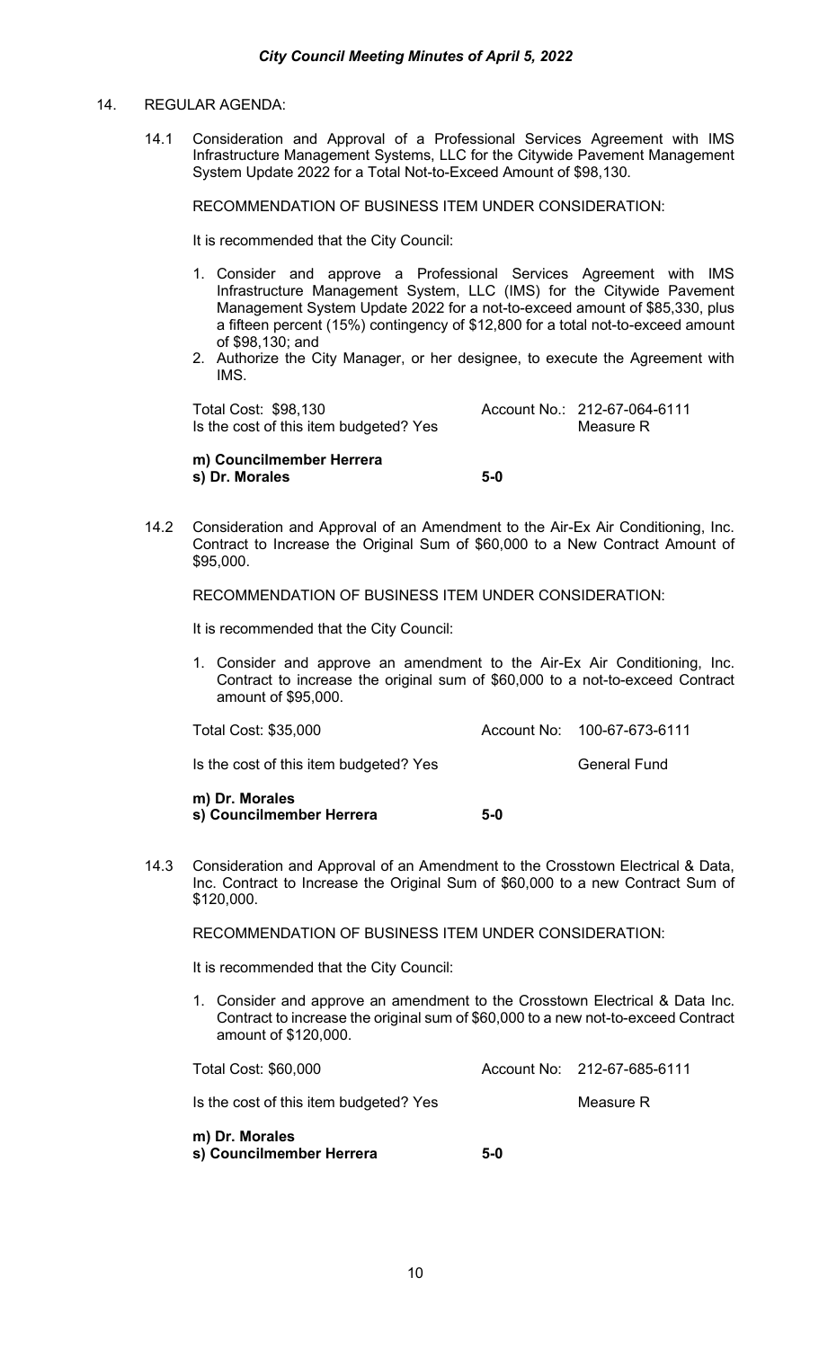14. REGULAR AGENDA:

14.1 Consideration and Approval of a Professional Services Agreement with IMS Infrastructure Management Systems, LLC for the Citywide Pavement Management System Update 2022 for a Total Not-to-Exceed Amount of $98,130.

RECOMMENDATION OF BUSINESS ITEM UNDER CONSIDERATION:

It is recommended that the City Council:

1. Consider and approve a Professional Services Agreement with IMS Infrastructure Management System, LLC (IMS) for the Citywide Pavement Management System Update 2022 for a not-to-exceed amount of $85,330, plus a fifteen percent (15%) contingency of $12,800 for a total not-to-exceed amount of $98,130; and
2. Authorize the City Manager, or her designee, to execute the Agreement with IMS.

Total Cost: $98,130 — Account No.: 212-67-064-6111
Is the cost of this item budgeted? Yes — Measure R

**m) Councilmember Herrera**
**s) Dr. Morales** — **5-0**

14.2 Consideration and Approval of an Amendment to the Air-Ex Air Conditioning, Inc. Contract to Increase the Original Sum of $60,000 to a New Contract Amount of $95,000.

RECOMMENDATION OF BUSINESS ITEM UNDER CONSIDERATION:

It is recommended that the City Council:

1. Consider and approve an amendment to the Air-Ex Air Conditioning, Inc. Contract to increase the original sum of $60,000 to a not-to-exceed Contract amount of $95,000.

Total Cost: $35,000 — Account No: 100-67-673-6111

Is the cost of this item budgeted? Yes — General Fund

**m) Dr. Morales**
**s) Councilmember Herrera** — **5-0**

14.3 Consideration and Approval of an Amendment to the Crosstown Electrical & Data, Inc. Contract to Increase the Original Sum of $60,000 to a new Contract Sum of $120,000.

RECOMMENDATION OF BUSINESS ITEM UNDER CONSIDERATION:

It is recommended that the City Council:

1. Consider and approve an amendment to the Crosstown Electrical & Data Inc. Contract to increase the original sum of $60,000 to a new not-to-exceed Contract amount of $120,000.

Total Cost: $60,000 — Account No: 212-67-685-6111

Is the cost of this item budgeted? Yes — Measure R

**m) Dr. Morales**
**s) Councilmember Herrera** — **5-0**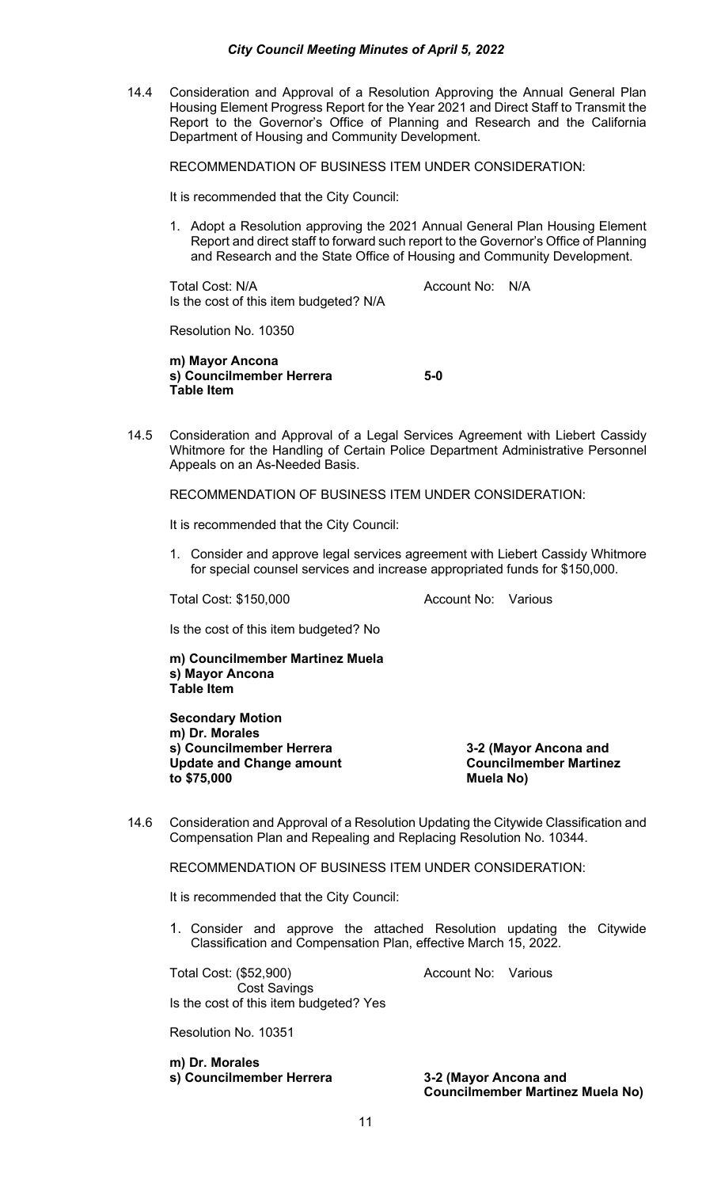14.4 Consideration and Approval of a Resolution Approving the Annual General Plan Housing Element Progress Report for the Year 2021 and Direct Staff to Transmit the Report to the Governor's Office of Planning and Research and the California Department of Housing and Community Development.

RECOMMENDATION OF BUSINESS ITEM UNDER CONSIDERATION:

It is recommended that the City Council:

1. Adopt a Resolution approving the 2021 Annual General Plan Housing Element Report and direct staff to forward such report to the Governor's Office of Planning and Research and the State Office of Housing and Community Development.

Total Cost: N/A    Account No: N/A
Is the cost of this item budgeted? N/A

Resolution No. 10350

**m) Mayor Ancona**
**s) Councilmember Herrera**    **5-0**
**Table Item**

14.5 Consideration and Approval of a Legal Services Agreement with Liebert Cassidy Whitmore for the Handling of Certain Police Department Administrative Personnel Appeals on an As-Needed Basis.

RECOMMENDATION OF BUSINESS ITEM UNDER CONSIDERATION:

It is recommended that the City Council:

1. Consider and approve legal services agreement with Liebert Cassidy Whitmore for special counsel services and increase appropriated funds for $150,000.

Total Cost: $150,000    Account No: Various

Is the cost of this item budgeted? No

**m) Councilmember Martinez Muela**
**s) Mayor Ancona**
**Table Item**

**Secondary Motion**
**m) Dr. Morales**
**s) Councilmember Herrera**    **3-2 (Mayor Ancona and Councilmember Martinez Muela No)**
**Update and Change amount to $75,000**

14.6 Consideration and Approval of a Resolution Updating the Citywide Classification and Compensation Plan and Repealing and Replacing Resolution No. 10344.

RECOMMENDATION OF BUSINESS ITEM UNDER CONSIDERATION:

It is recommended that the City Council:

1. Consider and approve the attached Resolution updating the Citywide Classification and Compensation Plan, effective March 15, 2022.

Total Cost: ($52,900)    Account No: Various
Cost Savings
Is the cost of this item budgeted? Yes

Resolution No. 10351

**m) Dr. Morales**
**s) Councilmember Herrera**    **3-2 (Mayor Ancona and Councilmember Martinez Muela No)**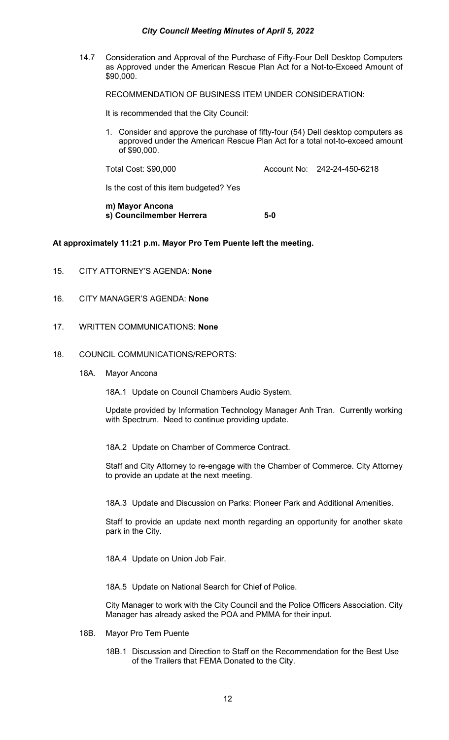14.7 Consideration and Approval of the Purchase of Fifty-Four Dell Desktop Computers as Approved under the American Rescue Plan Act for a Not-to-Exceed Amount of $90,000.

RECOMMENDATION OF BUSINESS ITEM UNDER CONSIDERATION:

It is recommended that the City Council:

1. Consider and approve the purchase of fifty-four (54) Dell desktop computers as approved under the American Rescue Plan Act for a total not-to-exceed amount of $90,000.

Total Cost: $90,000 Account No: 242-24-450-6218

Is the cost of this item budgeted? Yes

**m) Mayor Ancona**
**s) Councilmember Herrera 5-0**

**At approximately 11:21 p.m. Mayor Pro Tem Puente left the meeting.**

15. CITY ATTORNEY'S AGENDA: **None**

16. CITY MANAGER'S AGENDA: **None**

17. WRITTEN COMMUNICATIONS: **None**

18. COUNCIL COMMUNICATIONS/REPORTS:

18A. Mayor Ancona

18A.1 Update on Council Chambers Audio System.

Update provided by Information Technology Manager Anh Tran. Currently working with Spectrum. Need to continue providing update.

18A.2 Update on Chamber of Commerce Contract.

Staff and City Attorney to re-engage with the Chamber of Commerce. City Attorney to provide an update at the next meeting.

18A.3 Update and Discussion on Parks: Pioneer Park and Additional Amenities.

Staff to provide an update next month regarding an opportunity for another skate park in the City.

18A.4 Update on Union Job Fair.

18A.5 Update on National Search for Chief of Police.

City Manager to work with the City Council and the Police Officers Association. City Manager has already asked the POA and PMMA for their input.

18B. Mayor Pro Tem Puente

18B.1 Discussion and Direction to Staff on the Recommendation for the Best Use of the Trailers that FEMA Donated to the City.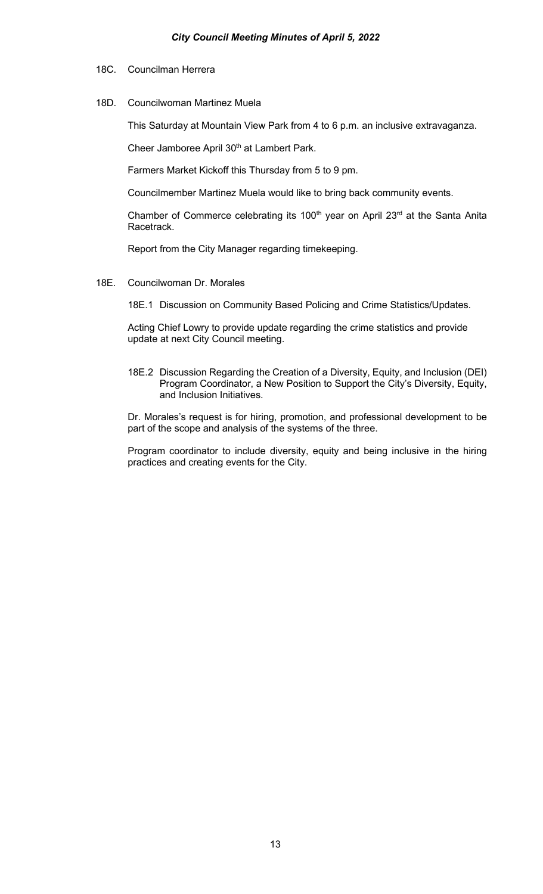18C. Councilman Herrera

18D. Councilwoman Martinez Muela

This Saturday at Mountain View Park from 4 to 6 p.m. an inclusive extravaganza.

Cheer Jamboree April 30th at Lambert Park.

Farmers Market Kickoff this Thursday from 5 to 9 pm.

Councilmember Martinez Muela would like to bring back community events.

Chamber of Commerce celebrating its 100th year on April 23rd at the Santa Anita Racetrack.

Report from the City Manager regarding timekeeping.

18E. Councilwoman Dr. Morales

18E.1 Discussion on Community Based Policing and Crime Statistics/Updates.

Acting Chief Lowry to provide update regarding the crime statistics and provide update at next City Council meeting.

18E.2 Discussion Regarding the Creation of a Diversity, Equity, and Inclusion (DEI) Program Coordinator, a New Position to Support the City's Diversity, Equity, and Inclusion Initiatives.

Dr. Morales's request is for hiring, promotion, and professional development to be part of the scope and analysis of the systems of the three.

Program coordinator to include diversity, equity and being inclusive in the hiring practices and creating events for the City.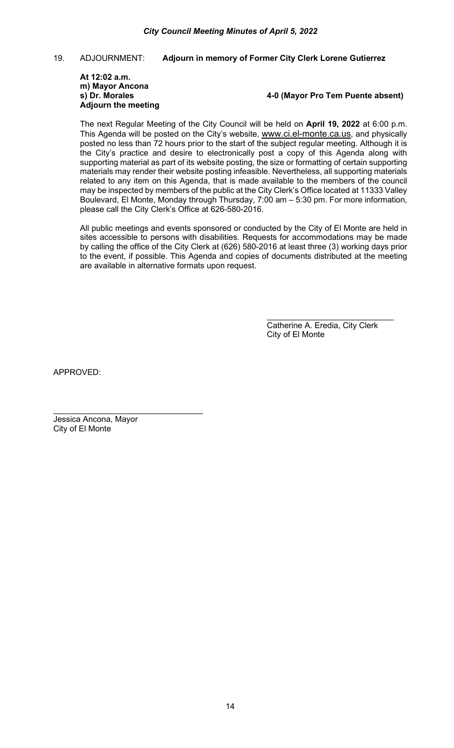19. ADJOURNMENT: **Adjourn in memory of Former City Clerk Lorene Gutierrez**

**At 12:02 a.m.**
**m) Mayor Ancona**
**s) Dr. Morales** **4-0 (Mayor Pro Tem Puente absent)**
**Adjourn the meeting**

The next Regular Meeting of the City Council will be held on **April 19, 2022** at 6:00 p.m. This Agenda will be posted on the City's website, www.ci.el-monte.ca.us, and physically posted no less than 72 hours prior to the start of the subject regular meeting. Although it is the City's practice and desire to electronically post a copy of this Agenda along with supporting material as part of its website posting, the size or formatting of certain supporting materials may render their website posting infeasible. Nevertheless, all supporting materials related to any item on this Agenda, that is made available to the members of the council may be inspected by members of the public at the City Clerk's Office located at 11333 Valley Boulevard, El Monte, Monday through Thursday, 7:00 am – 5:30 pm. For more information, please call the City Clerk's Office at 626-580-2016.

All public meetings and events sponsored or conducted by the City of El Monte are held in sites accessible to persons with disabilities. Requests for accommodations may be made by calling the office of the City Clerk at (626) 580-2016 at least three (3) working days prior to the event, if possible. This Agenda and copies of documents distributed at the meeting are available in alternative formats upon request.

\_\_\_\_\_\_\_\_\_\_\_\_\_\_\_\_\_\_\_\_\_\_\_\_\_\_\_\_
Catherine A. Eredia, City Clerk
City of El Monte

APPROVED:

\_\_\_\_\_\_\_\_\_\_\_\_\_\_\_\_\_\_\_\_\_\_\_\_\_\_\_\_\_\_\_\_
Jessica Ancona, Mayor
City of El Monte